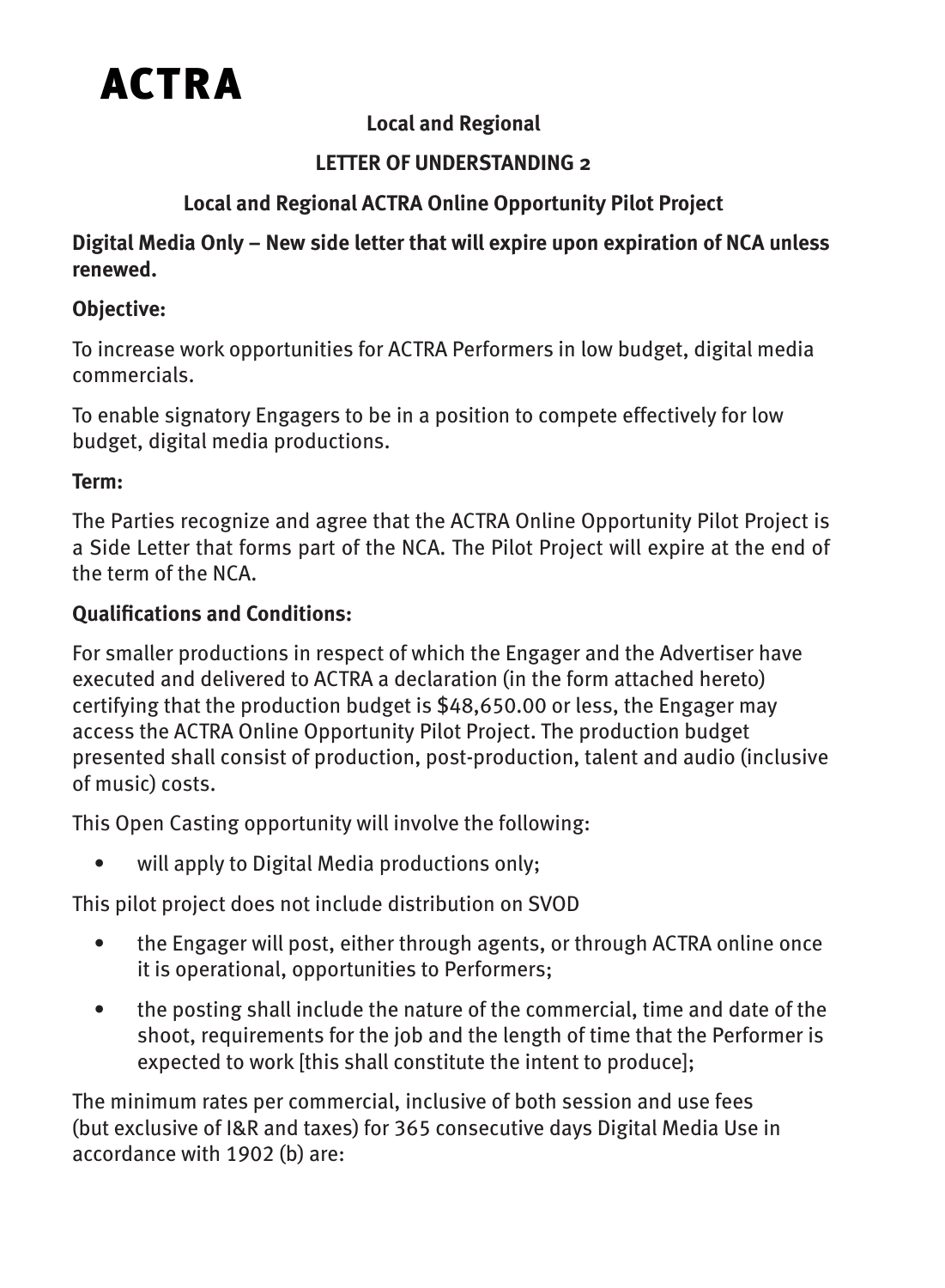# ACTRA

**Local and Regional**

**LETTER OF UNDERSTANDING 2**

**Local and Regional ACTRA Online Opportunity Pilot Project**

**Digital Media Only – New side letter that will expire upon expiration of NCA unless renewed.**

**Objective:**

To increase work opportunities for ACTRA Performers in low budget, digital media commercials.

To enable signatory Engagers to be in a position to compete effectively for low budget, digital media productions.

**Term:**

The Parties recognize and agree that the ACTRA Online Opportunity Pilot Project is a Side Letter that forms part of the NCA. The Pilot Project will expire at the end of the term of the NCA.

**Qualifications and Conditions:**

For smaller productions in respect of which the Engager and the Advertiser have executed and delivered to ACTRA a declaration (in the form attached hereto) certifying that the production budget is $48,650.00 or less, the Engager may access the ACTRA Online Opportunity Pilot Project. The production budget presented shall consist of production, post-production, talent and audio (inclusive of music) costs.

This Open Casting opportunity will involve the following:

- will apply to Digital Media productions only;

This pilot project does not include distribution on SVOD

- the Engager will post, either through agents, or through ACTRA online once it is operational, opportunities to Performers;
- the posting shall include the nature of the commercial, time and date of the shoot, requirements for the job and the length of time that the Performer is expected to work [this shall constitute the intent to produce];

The minimum rates per commercial, inclusive of both session and use fees (but exclusive of I&R and taxes) for 365 consecutive days Digital Media Use in accordance with 1902 (b) are: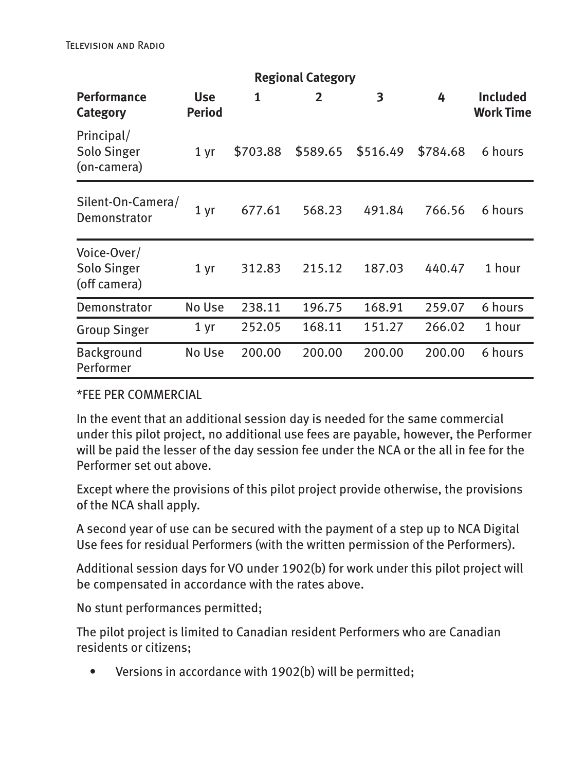| Performance Category | Use Period | Regional Category 1 | 2 | 3 | 4 | Included Work Time |
|---|---|---|---|---|---|---|
| Principal/ Solo Singer (on-camera) | 1 yr | $703.88 | $589.65 | $516.49 | $784.68 | 6 hours |
| Silent-On-Camera/ Demonstrator | 1 yr | 677.61 | 568.23 | 491.84 | 766.56 | 6 hours |
| Voice-Over/ Solo Singer (off camera) | 1 yr | 312.83 | 215.12 | 187.03 | 440.47 | 1 hour |
| Demonstrator | No Use | 238.11 | 196.75 | 168.91 | 259.07 | 6 hours |
| Group Singer | 1 yr | 252.05 | 168.11 | 151.27 | 266.02 | 1 hour |
| Background Performer | No Use | 200.00 | 200.00 | 200.00 | 200.00 | 6 hours |

*FEE PER COMMERCIAL

In the event that an additional session day is needed for the same commercial under this pilot project, no additional use fees are payable, however, the Performer will be paid the lesser of the day session fee under the NCA or the all in fee for the Performer set out above.

Except where the provisions of this pilot project provide otherwise, the provisions of the NCA shall apply.

A second year of use can be secured with the payment of a step up to NCA Digital Use fees for residual Performers (with the written permission of the Performers).

Additional session days for VO under 1902(b) for work under this pilot project will be compensated in accordance with the rates above.

No stunt performances permitted;

The pilot project is limited to Canadian resident Performers who are Canadian residents or citizens;

- Versions in accordance with 1902(b) will be permitted;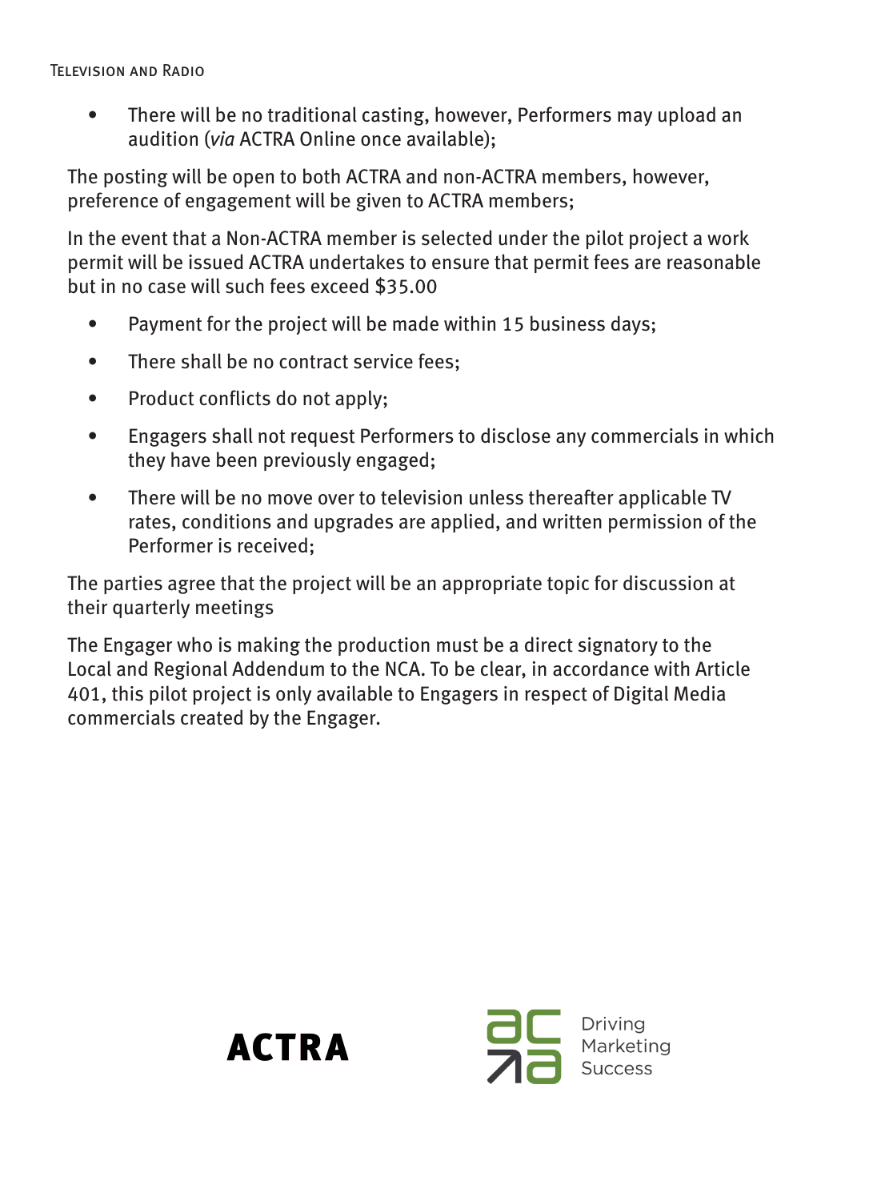- There will be no traditional casting, however, Performers may upload an audition (*via* ACTRA Online once available);

The posting will be open to both ACTRA and non-ACTRA members, however, preference of engagement will be given to ACTRA members;

In the event that a Non-ACTRA member is selected under the pilot project a work permit will be issued ACTRA undertakes to ensure that permit fees are reasonable but in no case will such fees exceed $35.00

- Payment for the project will be made within 15 business days;
- There shall be no contract service fees;
- Product conflicts do not apply;
- Engagers shall not request Performers to disclose any commercials in which they have been previously engaged;
- There will be no move over to television unless thereafter applicable TV rates, conditions and upgrades are applied, and written permission of the Performer is received;

The parties agree that the project will be an appropriate topic for discussion at their quarterly meetings

The Engager who is making the production must be a direct signatory to the Local and Regional Addendum to the NCA. To be clear, in accordance with Article 401, this pilot project is only available to Engagers in respect of Digital Media commercials created by the Engager.

ACTRA

Driving Marketing Success